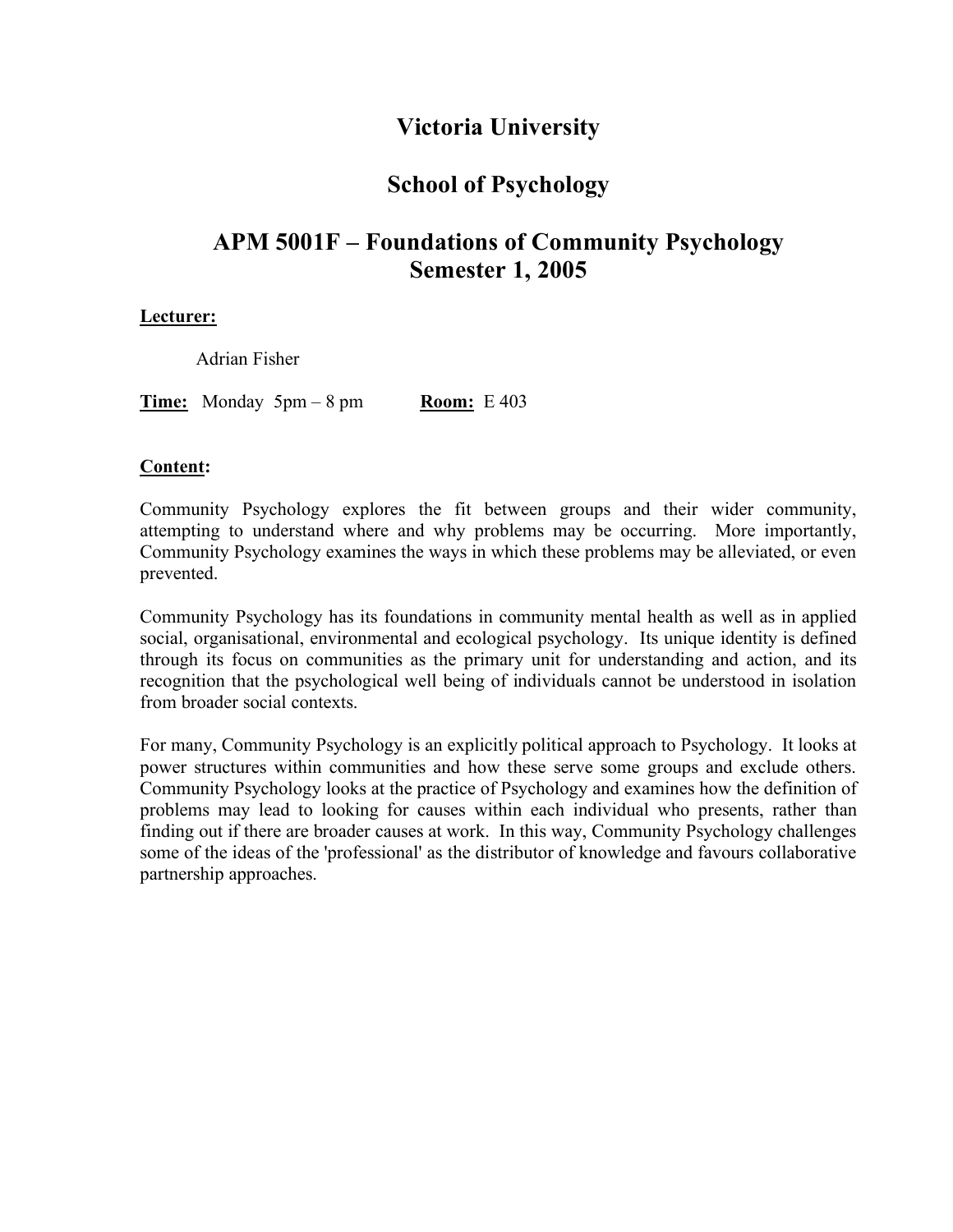# Victoria University

## School of Psychology

## APM 5001F – Foundations of Community Psychology
## Semester 1, 2005

**Lecturer:**

Adrian Fisher

**Time:** Monday 5pm – 8 pm **Room:** E 403

**Content:**

Community Psychology explores the fit between groups and their wider community, attempting to understand where and why problems may be occurring. More importantly, Community Psychology examines the ways in which these problems may be alleviated, or even prevented.

Community Psychology has its foundations in community mental health as well as in applied social, organisational, environmental and ecological psychology. Its unique identity is defined through its focus on communities as the primary unit for understanding and action, and its recognition that the psychological well being of individuals cannot be understood in isolation from broader social contexts.

For many, Community Psychology is an explicitly political approach to Psychology. It looks at power structures within communities and how these serve some groups and exclude others. Community Psychology looks at the practice of Psychology and examines how the definition of problems may lead to looking for causes within each individual who presents, rather than finding out if there are broader causes at work. In this way, Community Psychology challenges some of the ideas of the 'professional' as the distributor of knowledge and favours collaborative partnership approaches.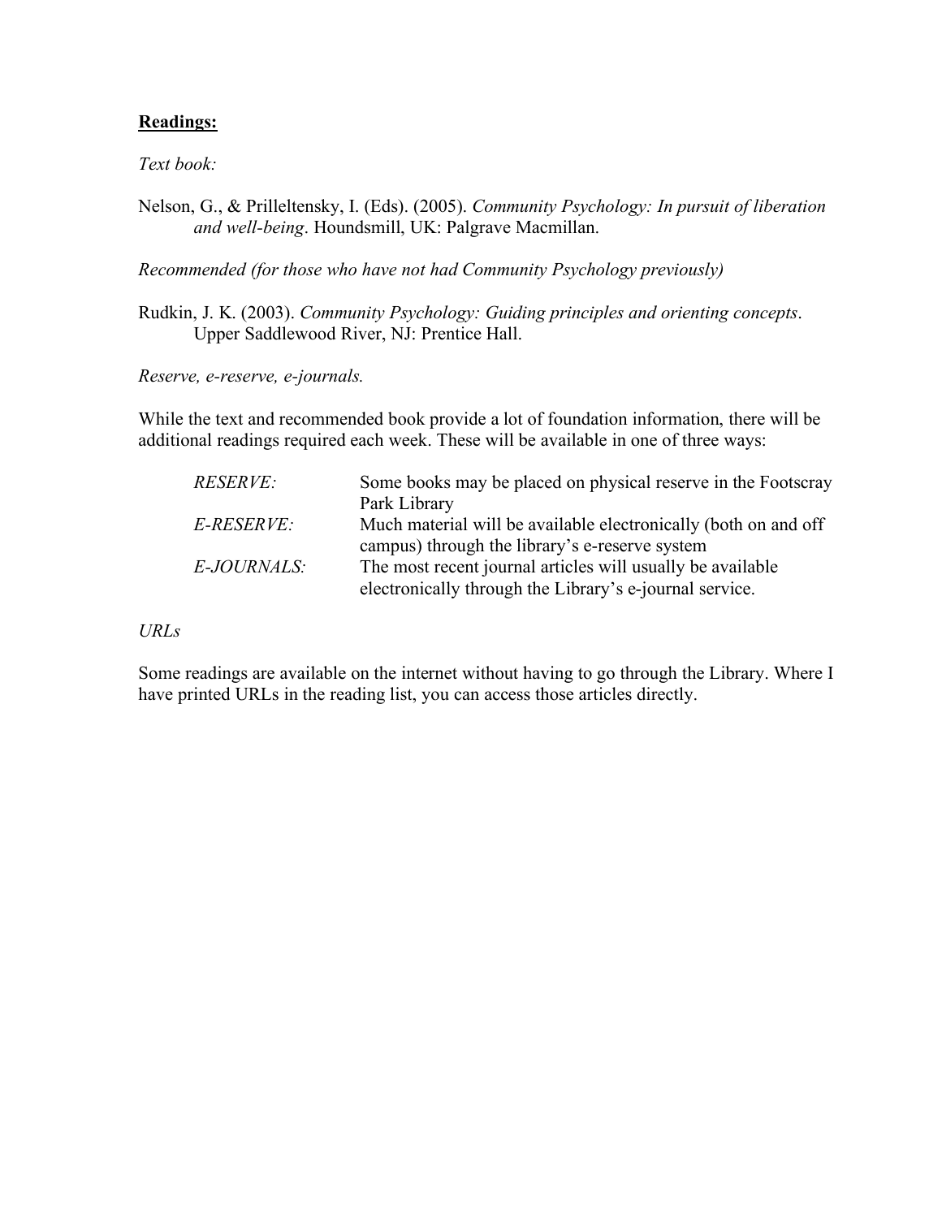**Readings:**

*Text book:*

Nelson, G., & Prilleltensky, I. (Eds). (2005). *Community Psychology: In pursuit of liberation and well-being*. Houndsmill, UK: Palgrave Macmillan.

*Recommended (for those who have not had Community Psychology previously)*

Rudkin, J. K. (2003). *Community Psychology: Guiding principles and orienting concepts*. Upper Saddlewood River, NJ: Prentice Hall.

*Reserve, e-reserve, e-journals.*

While the text and recommended book provide a lot of foundation information, there will be additional readings required each week. These will be available in one of three ways:

| | |
|---|---|
| *RESERVE:* | Some books may be placed on physical reserve in the Footscray Park Library |
| *E-RESERVE:* | Much material will be available electronically (both on and off campus) through the library's e-reserve system |
| *E-JOURNALS:* | The most recent journal articles will usually be available electronically through the Library's e-journal service. |

*URLs*

Some readings are available on the internet without having to go through the Library. Where I have printed URLs in the reading list, you can access those articles directly.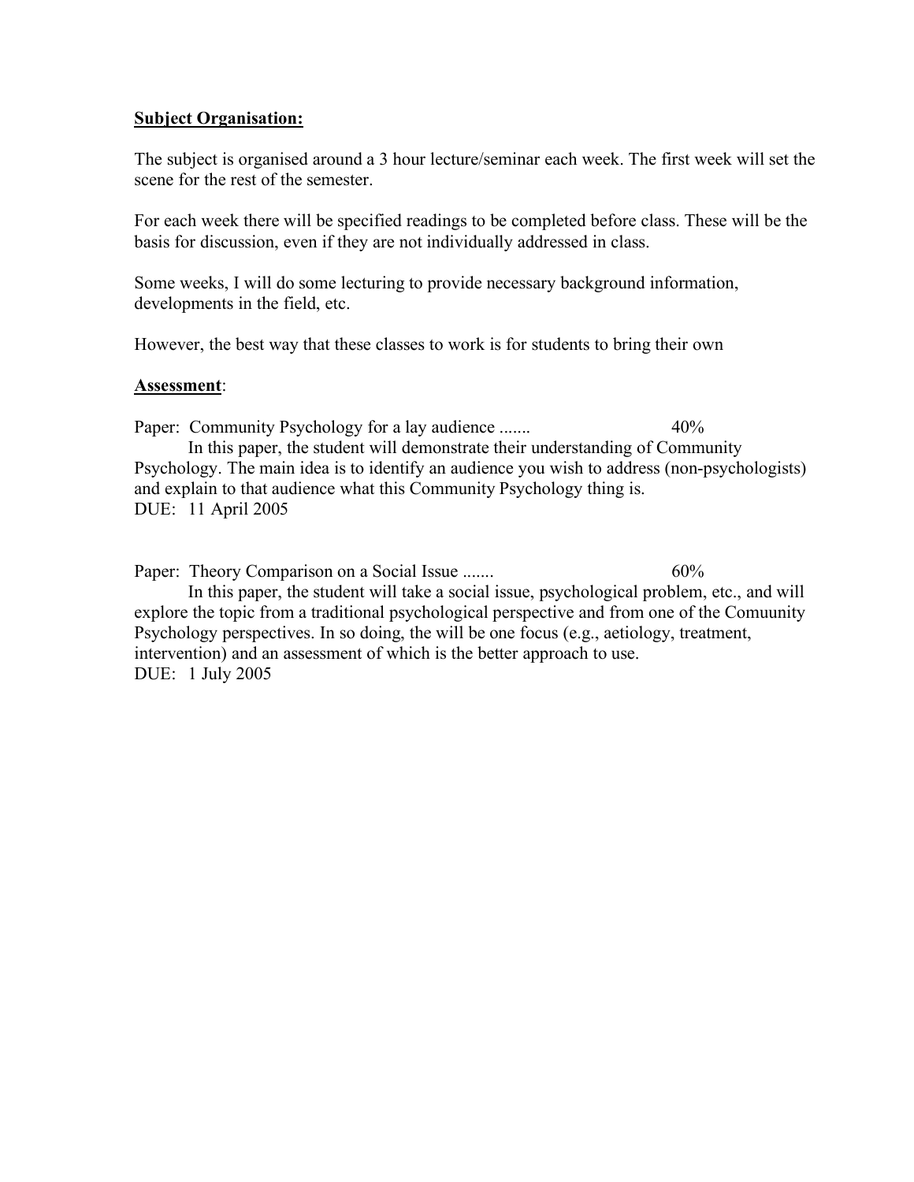**Subject Organisation:**

The subject is organised around a 3 hour lecture/seminar each week. The first week will set the scene for the rest of the semester.

For each week there will be specified readings to be completed before class. These will be the basis for discussion, even if they are not individually addressed in class.

Some weeks, I will do some lecturing to provide necessary background information, developments in the field, etc.

However, the best way that these classes to work is for students to bring their own

**Assessment**:

Paper: Community Psychology for a lay audience ....... 40%

In this paper, the student will demonstrate their understanding of Community Psychology. The main idea is to identify an audience you wish to address (non-psychologists) and explain to that audience what this Community Psychology thing is.

DUE: 11 April 2005

Paper: Theory Comparison on a Social Issue ....... 60%

In this paper, the student will take a social issue, psychological problem, etc., and will explore the topic from a traditional psychological perspective and from one of the Comuunity Psychology perspectives. In so doing, the will be one focus (e.g., aetiology, treatment, intervention) and an assessment of which is the better approach to use.

DUE: 1 July 2005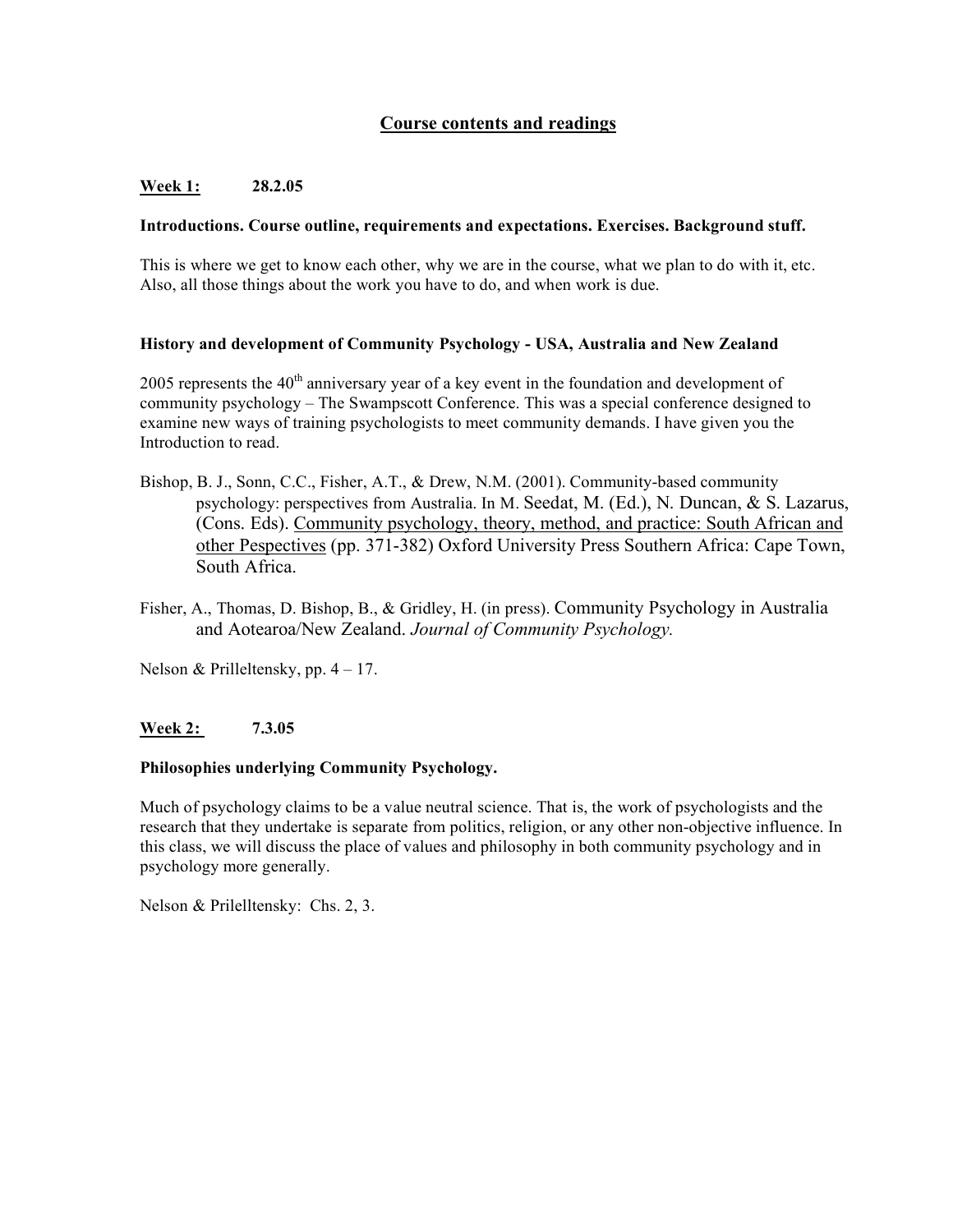## Course contents and readings

**Week 1:** **28.2.05**

**Introductions. Course outline, requirements and expectations. Exercises. Background stuff.**

This is where we get to know each other, why we are in the course, what we plan to do with it, etc. Also, all those things about the work you have to do, and when work is due.

**History and development of Community Psychology - USA, Australia and New Zealand**

2005 represents the 40th anniversary year of a key event in the foundation and development of community psychology – The Swampscott Conference. This was a special conference designed to examine new ways of training psychologists to meet community demands. I have given you the Introduction to read.

Bishop, B. J., Sonn, C.C., Fisher, A.T., & Drew, N.M. (2001). Community-based community psychology: perspectives from Australia. In M. Seedat, M. (Ed.), N. Duncan, & S. Lazarus, (Cons. Eds). Community psychology, theory, method, and practice: South African and other Pespectives (pp. 371-382) Oxford University Press Southern Africa: Cape Town, South Africa.

Fisher, A., Thomas, D. Bishop, B., & Gridley, H. (in press). Community Psychology in Australia and Aotearoa/New Zealand. *Journal of Community Psychology.*

Nelson & Prilleltensky, pp. 4 – 17.

**Week 2:** **7.3.05**

**Philosophies underlying Community Psychology.**

Much of psychology claims to be a value neutral science. That is, the work of psychologists and the research that they undertake is separate from politics, religion, or any other non-objective influence. In this class, we will discuss the place of values and philosophy in both community psychology and in psychology more generally.

Nelson & Prilelltensky: Chs. 2, 3.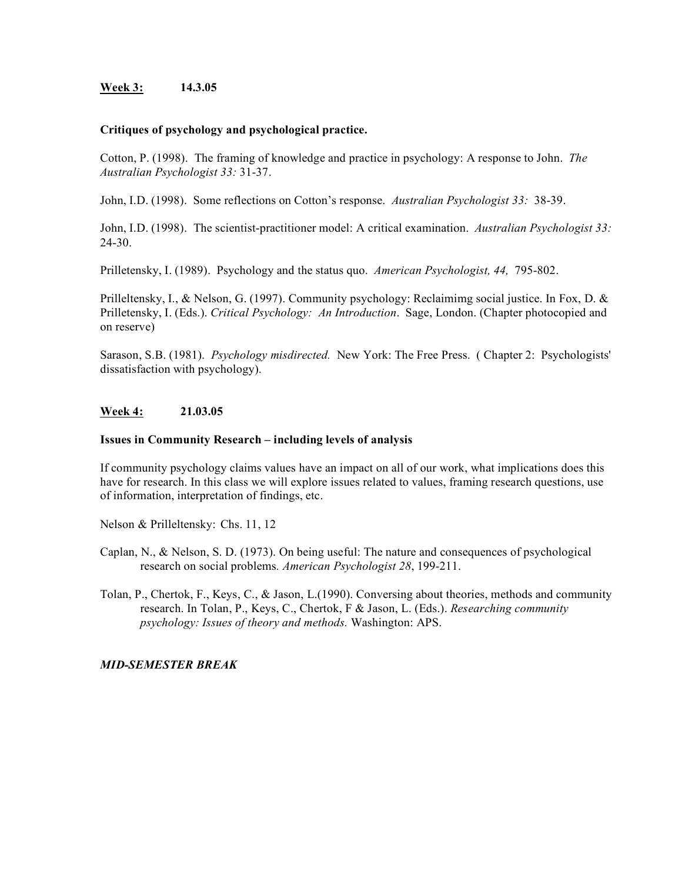**<u>Week 3:</u>** **14.3.05**

**Critiques of psychology and psychological practice.**

Cotton, P. (1998). The framing of knowledge and practice in psychology: A response to John. *The Australian Psychologist 33:* 31-37.

John, I.D. (1998). Some reflections on Cotton's response. *Australian Psychologist 33:* 38-39.

John, I.D. (1998). The scientist-practitioner model: A critical examination. *Australian Psychologist 33:* 24-30.

Prilletensky, I. (1989). Psychology and the status quo. *American Psychologist, 44,* 795-802.

Prilleltensky, I., & Nelson, G. (1997). Community psychology: Reclaimimg social justice. In Fox, D. & Prilletensky, I. (Eds.). *Critical Psychology: An Introduction*. Sage, London. (Chapter photocopied and on reserve)

Sarason, S.B. (1981). *Psychology misdirected.* New York: The Free Press. ( Chapter 2: Psychologists' dissatisfaction with psychology).

**<u>Week 4:</u>** **21.03.05**

**Issues in Community Research – including levels of analysis**

If community psychology claims values have an impact on all of our work, what implications does this have for research. In this class we will explore issues related to values, framing research questions, use of information, interpretation of findings, etc.

Nelson & Prilleltensky: Chs. 11, 12

Caplan, N., & Nelson, S. D. (1973). On being useful: The nature and consequences of psychological research on social problems*. American Psychologist 28*, 199-211.

Tolan, P., Chertok, F., Keys, C., & Jason, L.(1990). Conversing about theories, methods and community research. In Tolan, P., Keys, C., Chertok, F & Jason, L. (Eds.). *Researching community psychology: Issues of theory and methods.* Washington: APS.

***MID-SEMESTER BREAK***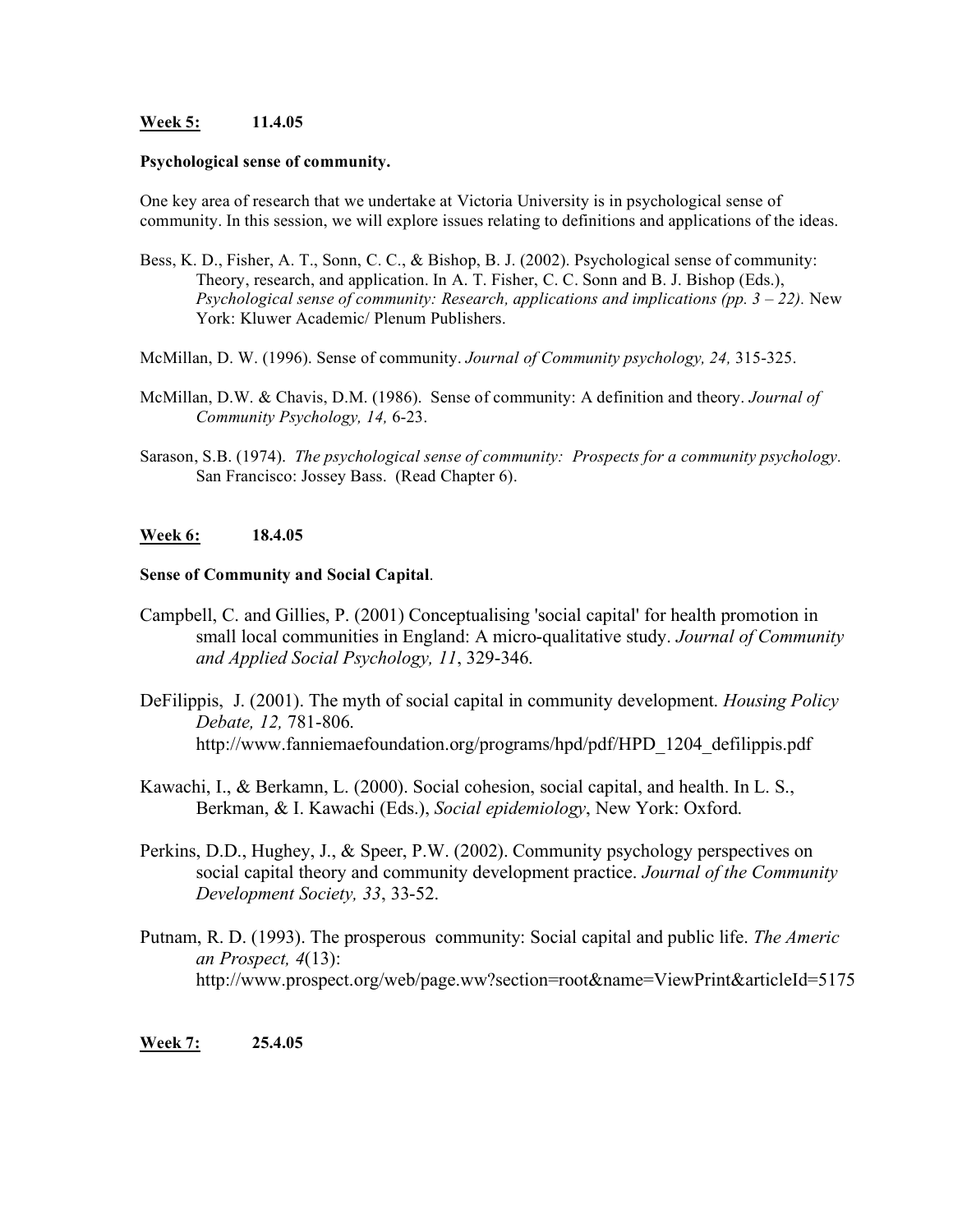**Week 5:** **11.4.05**

**Psychological sense of community.**

One key area of research that we undertake at Victoria University is in psychological sense of community. In this session, we will explore issues relating to definitions and applications of the ideas.

Bess, K. D., Fisher, A. T., Sonn, C. C., & Bishop, B. J. (2002). Psychological sense of community: Theory, research, and application. In A. T. Fisher, C. C. Sonn and B. J. Bishop (Eds.), *Psychological sense of community: Research, applications and implications (pp. 3 – 22).* New York: Kluwer Academic/ Plenum Publishers.

McMillan, D. W. (1996). Sense of community. *Journal of Community psychology, 24,* 315-325.

McMillan, D.W. & Chavis, D.M. (1986). Sense of community: A definition and theory. *Journal of Community Psychology, 14,* 6-23.

Sarason, S.B. (1974). *The psychological sense of community: Prospects for a community psychology.* San Francisco: Jossey Bass. (Read Chapter 6).

**Week 6:** **18.4.05**

**Sense of Community and Social Capital**.

Campbell, C. and Gillies, P. (2001) Conceptualising 'social capital' for health promotion in small local communities in England: A micro-qualitative study. *Journal of Community and Applied Social Psychology, 11*, 329-346.

DeFilippis, J. (2001). The myth of social capital in community development. *Housing Policy Debate, 12,* 781-806. http://www.fanniemaefoundation.org/programs/hpd/pdf/HPD_1204_defilippis.pdf

Kawachi, I., & Berkamn, L. (2000). Social cohesion, social capital, and health. In L. S., Berkman, & I. Kawachi (Eds.), *Social epidemiology*, New York: Oxford.

Perkins, D.D., Hughey, J., & Speer, P.W. (2002). Community psychology perspectives on social capital theory and community development practice. *Journal of the Community Development Society, 33*, 33-52.

Putnam, R. D. (1993). The prosperous community: Social capital and public life. *The Americ an Prospect, 4*(13): http://www.prospect.org/web/page.ww?section=root&name=ViewPrint&articleId=5175

**Week 7:** **25.4.05**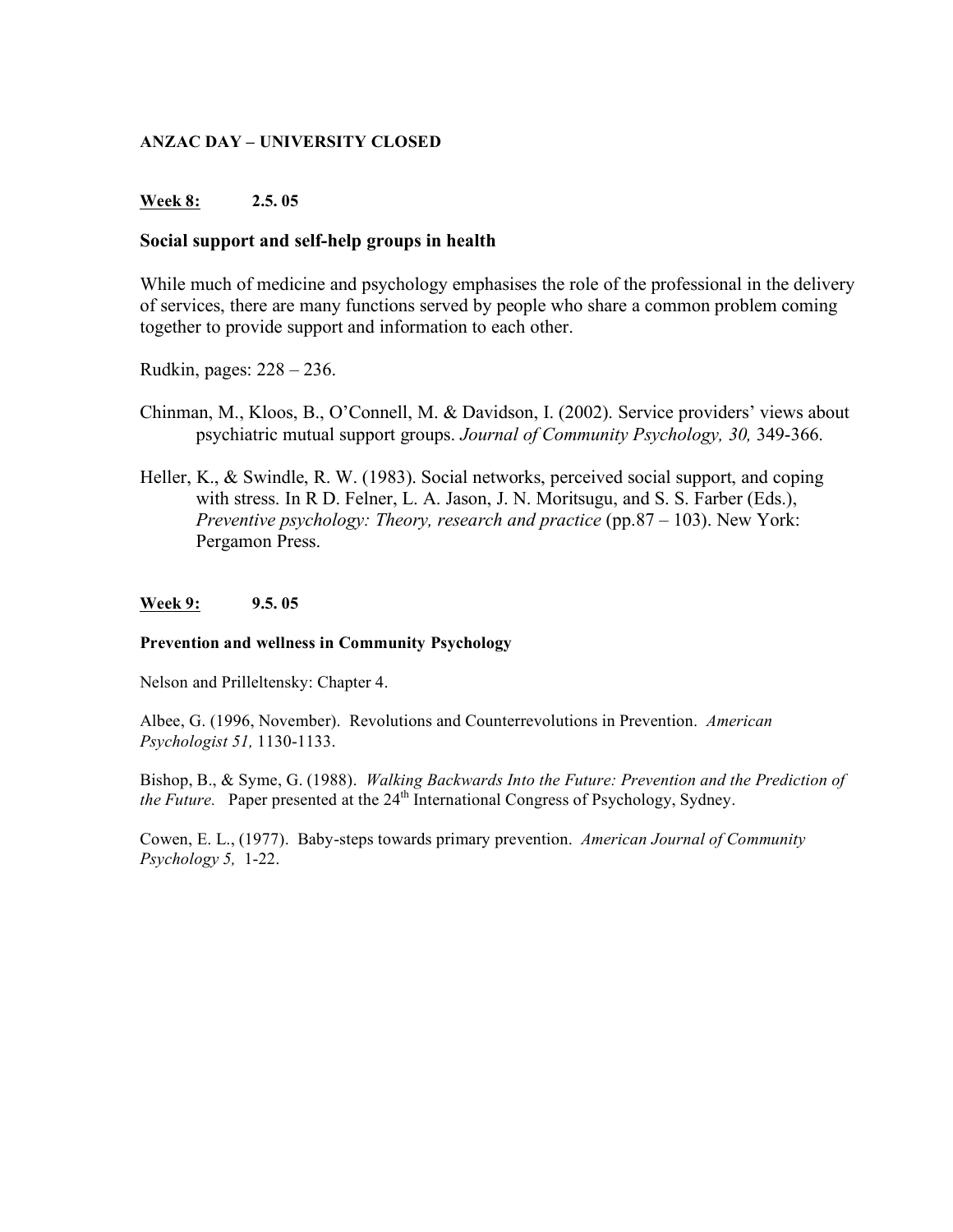**ANZAC DAY – UNIVERSITY CLOSED**

**Week 8:** **2.5. 05**

**Social support and self-help groups in health**

While much of medicine and psychology emphasises the role of the professional in the delivery of services, there are many functions served by people who share a common problem coming together to provide support and information to each other.

Rudkin, pages: 228 – 236.

Chinman, M., Kloos, B., O'Connell, M. & Davidson, I. (2002). Service providers' views about psychiatric mutual support groups. *Journal of Community Psychology, 30,* 349-366.

Heller, K., & Swindle, R. W. (1983). Social networks, perceived social support, and coping with stress. In R D. Felner, L. A. Jason, J. N. Moritsugu, and S. S. Farber (Eds.), *Preventive psychology: Theory, research and practice* (pp.87 – 103). New York: Pergamon Press.

**Week 9:** **9.5. 05**

**Prevention and wellness in Community Psychology**

Nelson and Prilleltensky: Chapter 4.

Albee, G. (1996, November). Revolutions and Counterrevolutions in Prevention. *American Psychologist 51,* 1130-1133.

Bishop, B., & Syme, G. (1988). *Walking Backwards Into the Future: Prevention and the Prediction of the Future.* Paper presented at the 24th International Congress of Psychology, Sydney.

Cowen, E. L., (1977). Baby-steps towards primary prevention. *American Journal of Community Psychology 5,* 1-22.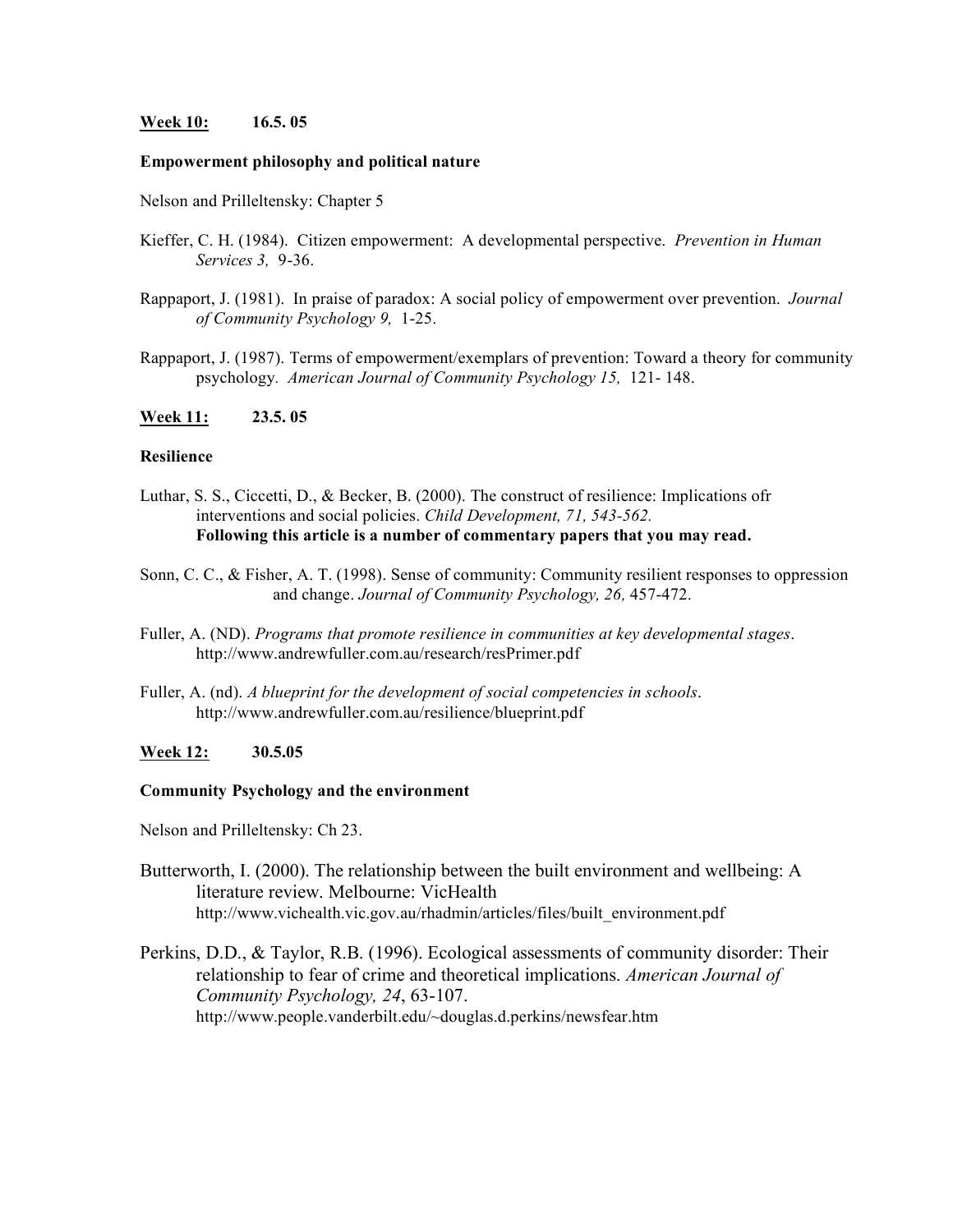**Week 10:** **16.5. 05**

**Empowerment philosophy and political nature**

Nelson and Prilleltensky: Chapter 5

Kieffer, C. H. (1984). Citizen empowerment: A developmental perspective. *Prevention in Human Services 3,* 9-36.

Rappaport, J. (1981). In praise of paradox: A social policy of empowerment over prevention. *Journal of Community Psychology 9,* 1-25.

Rappaport, J. (1987). Terms of empowerment/exemplars of prevention: Toward a theory for community psychology. *American Journal of Community Psychology 15,* 121- 148.

**Week 11:** **23.5. 05**

**Resilience**

Luthar, S. S., Ciccetti, D., & Becker, B. (2000). The construct of resilience: Implications ofr interventions and social policies. *Child Development, 71, 543-562.*
**Following this article is a number of commentary papers that you may read.**

Sonn, C. C., & Fisher, A. T. (1998). Sense of community: Community resilient responses to oppression and change. *Journal of Community Psychology, 26,* 457-472.

Fuller, A. (ND). *Programs that promote resilience in communities at key developmental stages*. http://www.andrewfuller.com.au/research/resPrimer.pdf

Fuller, A. (nd). *A blueprint for the development of social competencies in schools*. http://www.andrewfuller.com.au/resilience/blueprint.pdf

**Week 12:** **30.5.05**

**Community Psychology and the environment**

Nelson and Prilleltensky: Ch 23.

Butterworth, I. (2000). The relationship between the built environment and wellbeing: A literature review. Melbourne: VicHealth
http://www.vichealth.vic.gov.au/rhadmin/articles/files/built_environment.pdf

Perkins, D.D., & Taylor, R.B. (1996). Ecological assessments of community disorder: Their relationship to fear of crime and theoretical implications. *American Journal of Community Psychology, 24*, 63-107.
http://www.people.vanderbilt.edu/~douglas.d.perkins/newsfear.htm